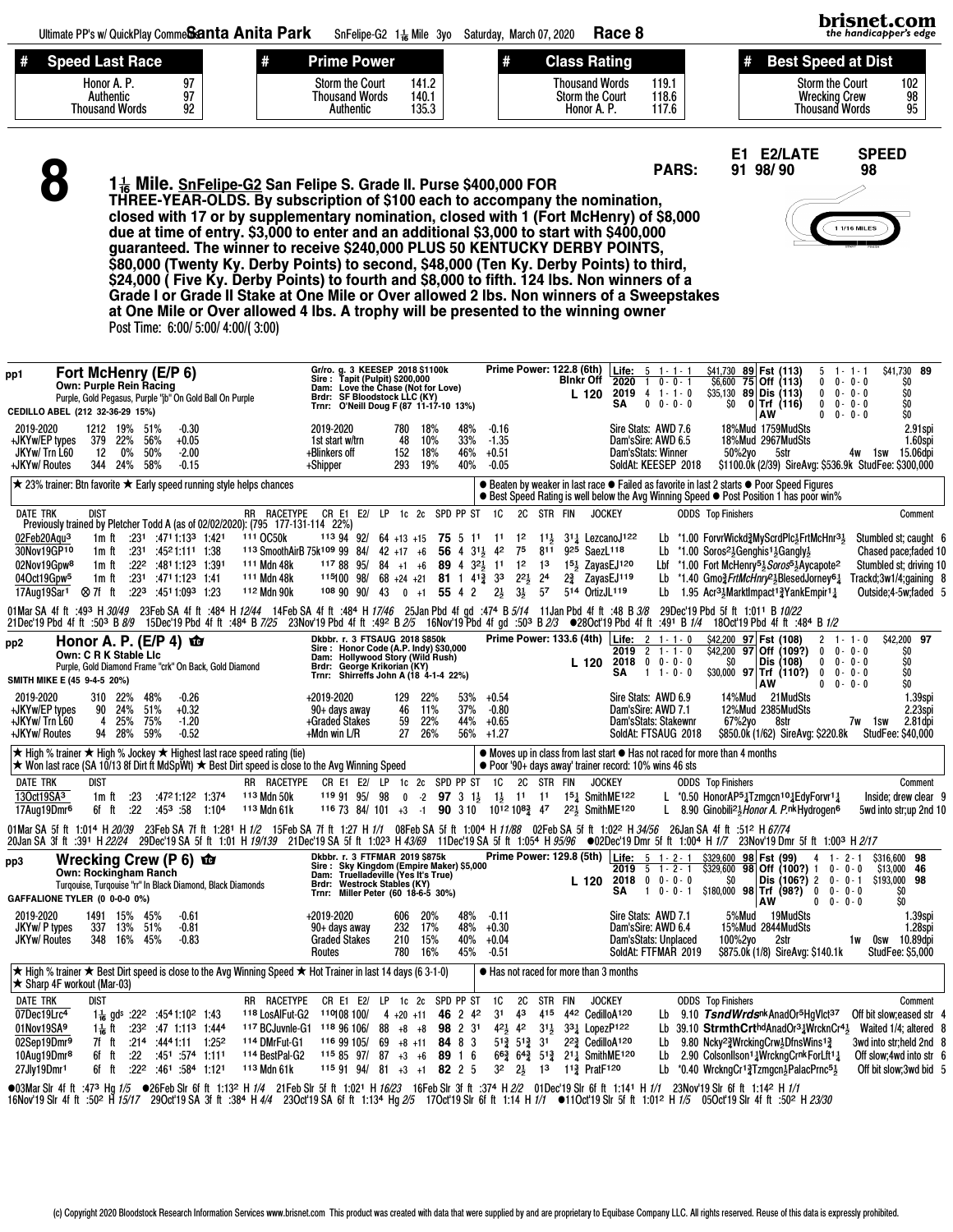Ultimate PP's w/ QuickPlay Comments **Santa Anita Park** SnFelipe-G2 1 1/16 Mile 3yo Saturday, March 07, 2020 **Race 8**

| # Speed Last Race | | # Prime Power | | # Class Rating | | # Best Speed at Dist | |
|---|---|---|---|---|---|---|---|
| Honor A. P. | 97 | Storm the Court | 141.2 | Thousand Words | 119.1 | Storm the Court | 102 |
| Authentic | 97 | Thousand Words | 140.1 | Storm the Court | 118.6 | Wrecking Crew | 98 |
| Thousand Words | 92 | Authentic | 135.3 | Honor A. P. | 117.6 | Thousand Words | 95 |

PARS: E1 91, E2/LATE 98/ 90, SPEED 98

# 8

**1 1/16 Mile. SnFelipe-G2 San Felipe S. Grade II. Purse $400,000 FOR THREE-YEAR-OLDS. By subscription of $100 each to accompany the nomination, closed with 17 or by supplementary nomination, closed with 1 (Fort McHenry) of $8,000 due at time of entry. $3,000 to enter and an additional $3,000 to start with $400,000 guaranteed. The winner to receive $240,000 PLUS 50 KENTUCKY DERBY POINTS, $80,000 (Twenty Ky. Derby Points) to second, $48,000 (Ten Ky. Derby Points) to third, $24,000 ( Five Ky. Derby Points) to fourth and $8,000 to fifth. 124 lbs. Non winners of a Grade I or Grade II Stake at One Mile or Over allowed 2 lbs. Non winners of a Sweepstakes at One Mile or Over allowed 4 lbs. A trophy will be presented to the winning owner**

Post Time: 6:00/ 5:00/ 4:00/( 3:00)

---

## pp1 Fort McHenry (E/P 6)

Own: Purple Rein Racing
Purple, Gold Pegasus, Purple "jb" On Gold Ball On Purple
CEDILLO ABEL (212 32-36-29 15%)

Gr/ro. g. 3 KEESEP 2018 $1100k
Sire : Tapit (Pulpit) $200,000
Dam: Love the Chase (Not for Love)
Brdr: SF Bloodstock LLC (KY)
Trnr: O'Neill Doug F (87 11-17-10 13%)

Prime Power: 122.8 (6th) — Blnkr Off — L 120

| Life: 5 1-1-1 | $41,730 89 | Fst (113) 5 1-1-1 | $41,730 89 |
|---|---|---|---|
| 2020 1 0-0-1 | $6,600 75 | Off (113) 0 0-0-0 | $0 |
| 2019 4 1-1-0 | $35,130 89 | Dis (113) 0 0-0-0 | $0 |
| SA 0 0-0-0 | $0 0 | Trf (116) 0 0-0-0 | $0 |
| | | AW 0 0-0-0 | $0 |

| 2019-2020 | 1212 | 19% | 51% | -0.30 |
|---|---|---|---|---|
| +JKYw/EP types | 379 | 22% | 56% | +0.05 |
| JKYw/ Trn L60 | 12 | 0% | 50% | -2.00 |
| +JKYw/ Routes | 344 | 24% | 58% | -0.15 |

| 2019-2020 | 780 | 18% | 48% | -0.16 |
|---|---|---|---|---|
| 1st start w/trn | 48 | 10% | 33% | -1.35 |
| +Blinkers off | 152 | 18% | 46% | +0.51 |
| +Shipper | 293 | 19% | 40% | -0.05 |

Sire Stats: AWD 7.6 18%Mud 1759MudSts 2.91spi
Dam'sSire: AWD 6.5 18%Mud 2967MudSts 1.60spi
Dam'sStats: Winner 50%2yo 5str 4w 1sw 15.06dpi
SoldAt: KEESEP 2018 $1100.0k (2/39) SireAvg: $536.9k StudFee: $300,000

★ 23% trainer: Btn favorite ★ Early speed running style helps chances

● Beaten by weaker in last race ● Failed as favorite in last 2 starts ● Poor Speed Figures ● Best Speed Rating is well below the Avg Winning Speed ● Post Position 1 has poor win%

Previously trained by Pletcher Todd A (as of 02/02/2020): (795 177-131-114 22%)

| DATE TRK | DIST | | | | | RR | RACETYPE | CR | E1 | E2/ | LP | 1c | 2c | SPD | PP | ST | 1C | 2C | STR | FIN | JOCKEY | | ODDS | Top Finishers | Comment |
|---|---|---|---|---|---|---|---|---|---|---|---|---|---|---|---|---|---|---|---|---|---|---|---|---|---|
| 02Feb20Aqu3 | 1m ft | :231 | :471 | 1:133 | 1:421 | 111 | OC50k | 113 | 94 | 92/ | 64 | +13 | +15 | 75 | 5 | 11 | 11 | 12 | 11 1/2 | 31 1/4 | LezcanoJ122 | Lb | *1.00 | ForvrWickd3/4MyScrdPlc1/2FrtMcHnr3 1/2 | Stumbled st; caught 6 |
| 30Nov19GP10 | 1m ft | :231 | :452 | 1:111 | 1:38 | 113 | SmoothAirB 75k | 109 | 99 | 84/ | 42 | +17 | +6 | 56 | 4 | 31 1/2 | 42 | 75 | 811 | 925 | SaezL118 | Lb | *1.00 | Soros2 1/2Genghis1 1/2Gangly1/2 | Chased pace;faded 10 |
| 02Nov19Gpw8 | 1m ft | :222 | :481 | 1:123 | 1:391 | 111 | Mdn 48k | 117 | 88 | 95/ | 84 | +1 | +6 | 89 | 4 | 32 1/2 | 11 | 12 | 13 | 15 1/2 | ZayasEJ120 | Lbf | *1.00 | Fort McHenry5 1/2Soros5 1/2Aycapote2 | Stumbled st; driving 10 |
| 04Oct19Gpw5 | 1m ft | :231 | :471 | 1:123 | 1:41 | 111 | Mdn 48k | 115 | 100 | 98/ | 68 | +24 | +21 | 81 | 1 | 41 1/2 | 33 | 22 1/2 | 24 | 23/4 | ZayasEJ119 | Lb | *1.40 | Gmo3/4FrtMcHnry2 1/2BlesedJorney6 1/4 | Trackd;3w1/4;gaining 8 |
| 17Aug19Sar1 | ⊗ 7f ft | :223 | :451 | 1:093 | 1:23 | 112 | Mdn 90k | 108 | 90 | 90/ | 43 | 0 | +1 | 55 | 4 | 2 | 2 1/2 | 3 1/2 | 57 | 514 | OrtizJL119 | Lb | 1.95 | Acr3 1/4MarktImpact1 3/4YankEmpir1 1/4 | Outside;4-5w;faded 5 |

01Mar SA 4f ft :493 H 30/49 23Feb SA 4f ft :484 H 12/44 14Feb SA 4f ft :484 H 17/46 25Jan Pbd 4f gd :474 B 5/14 11Jan Pbd 4f ft :48 B 3/8 29Dec'19 Pbd 5f ft 1:011 B 10/22
21Dec'19 Pbd 4f ft :503 B 8/9 15Dec'19 Pbd 4f ft :484 B 7/25 23Nov'19 Pbd 4f ft :492 B 2/5 16Nov'19 Pbd 4f gd :503 B 2/3 ●28Oct'19 Pbd 4f ft :491 B 1/4 18Oct'19 Pbd 4f ft :484 B 1/2

---

## pp2 Honor A. P. (E/P 4)

Own: C R K Stable Llc
Purple, Gold Diamond Frame "crk" On Back, Gold Diamond
SMITH MIKE E (45 9-4-5 20%)

Dkbbr. r. 3 FTSAUG 2018 $850k
Sire : Honor Code (A.P. Indy) $30,000
Dam: Hollywood Story (Wild Rush)
Brdr: George Krikorian (KY)
Trnr: Shirreffs John A (18 4-1-4 22%)

Prime Power: 133.6 (4th) — L 120

| Life: 2 1-1-0 | $42,200 97 | Fst (108) 2 1-1-0 | $42,200 97 |
|---|---|---|---|
| 2019 2 1-1-0 | $42,200 97 | Off (109?) 0 0-0-0 | $0 |
| 2018 0 0-0-0 | $0 | Dis (108) 0 0-0-0 | $0 |
| SA 1 1-0-0 | $30,000 97 | Trf (110?) 0 0-0-0 | $0 |
| | | AW 0 0-0-0 | $0 |

| 2019-2020 | 310 | 22% | 48% | -0.26 |
|---|---|---|---|---|
| +JKYw/EP types | 90 | 24% | 51% | +0.32 |
| +JKYw/ Trn L60 | 4 | 25% | 75% | -1.20 |
| +JKYw/ Routes | 94 | 28% | 59% | -0.52 |

| +2019-2020 | 129 | 22% | 53% | +0.54 |
|---|---|---|---|---|
| 90+ days away | 46 | 11% | 37% | -0.80 |
| +Graded Stakes | 59 | 22% | 44% | +0.65 |
| +Mdn win L/R | 27 | 26% | 56% | +1.27 |

Sire Stats: AWD 6.9 14%Mud 21MudSts 1.39spi
Dam'sSire: AWD 7.1 12%Mud 2385MudSts 2.23spi
Dam'sStats: Stakewnr 67%2yo 8str 7w 1sw 2.81dpi
SoldAt: FTSAUG 2018 $850.0k (1/62) SireAvg: $220.8k StudFee: $40,000

★ High % trainer ★ High % Jockey ★ Highest last race speed rating (tie) ★ Won last race (SA 10/13 8f Dirt ft MdSpWt) ★ Best Dirt speed is close to the Avg Winning Speed

● Moves up in class from last start ● Has not raced for more than 4 months ● Poor '90+ days away' trainer record: 10% wins 46 sts

| DATE TRK | DIST | | | | | RR | RACETYPE | CR | E1 | E2/ | LP | 1c | 2c | SPD | PP | ST | 1C | 2C | STR | FIN | JOCKEY | | ODDS | Top Finishers | Comment |
|---|---|---|---|---|---|---|---|---|---|---|---|---|---|---|---|---|---|---|---|---|---|---|---|---|---|
| 13Oct19SA3 | 1m ft | :23 | :472 | 1:122 | 1:374 | 113 | Mdn 50k | 119 | 91 | 95/ | 98 | 0 | -2 | 97 | 3 | 1 1/2 | 1 1/2 | 11 | 11 | 15 1/4 | SmithME122 | L | *0.50 | HonorAP5 1/4Tzmgcn10 1/4EdyForvr1 1/4 | Inside; drew clear 9 |
| 17Aug19Dmr6 | 6f ft | :22 | :453 | :58 | 1:104 | 113 | Mdn 61k | 116 | 73 | 84/ | 101 | +3 | -1 | 90 | 3 | 10 | 1012 | 108 3/4 | 47 | 22 1/4 | SmithME120 | L | 8.90 | Ginobili2 1/4Honor A. P.nkHydrogen6 | 5wd into str;up 2nd 10 |

01Mar SA 5f ft 1:014 H 20/39 23Feb SA 7f ft 1:281 H 1/2 15Feb SA 7f ft 1:27 H 1/1 08Feb SA 5f ft 1:004 H 11/88 02Feb SA 5f ft 1:022 H 34/56 26Jan SA 4f ft :512 H 67/74
20Jan SA 3f ft :391 H 22/24 29Dec'19 SA 5f ft 1:01 H 19/139 21Dec'19 SA 5f ft 1:023 H 43/69 11Dec'19 SA 5f ft 1:054 H 95/96 ●02Dec'19 Dmr 5f ft 1:004 H 1/7 23Nov'19 Dmr 5f ft 1:003 H 2/17

---

## pp3 Wrecking Crew (P 6)

Own: Rockingham Ranch
Turquoise, Turquoise "rr" In Black Diamond, Black Diamonds
GAFFALIONE TYLER (0 0-0-0 0%)

Dkbbr. r. 3 FTMAR 2019 $875k
Sire : Sky Kingdom (Empire Maker) $5,000
Dam: Truelladeville (Yes It's True)
Brdr: Westrock Stables (KY)
Trnr: Miller Peter (60 18-6-5 30%)

Prime Power: 129.8 (5th) — L 120

| Life: 5 1-2-1 | $329,600 98 | Fst (99) 4 1-2-1 | $316,600 98 |
|---|---|---|---|
| 2019 5 1-2-1 | $329,600 98 | Off (100?) 1 0-0-0 | $13,000 46 |
| 2018 0 0-0-0 | $0 | Dis (106?) 2 0-0-1 | $193,000 98 |
| SA 1 0-0-1 | $180,000 98 | Trf (98?) 0 0-0-0 | $0 |
| | | AW 0 0-0-0 | $0 |

| 2019-2020 | 1491 | 15% | 45% | -0.61 |
|---|---|---|---|---|
| JKYw/ P types | 337 | 13% | 51% | -0.81 |
| JKYw/ Routes | 348 | 16% | 45% | -0.83 |

| +2019-2020 | 606 | 20% | 48% | -0.11 |
|---|---|---|---|---|
| 90+ days away | 232 | 17% | 48% | +0.30 |
| Graded Stakes | 210 | 15% | 40% | +0.04 |
| Routes | 780 | 16% | 45% | -0.51 |

Sire Stats: AWD 7.1 5%Mud 19MudSts 1.39spi
Dam'sSire: AWD 6.4 15%Mud 2844MudSts 1.28spi
Dam'sStats: Unplaced 100%2yo 2str 1w 0sw 10.89dpi
SoldAt: FTFMAR 2019 $875.0k (1/8) SireAvg: $140.1k StudFee: $5,000

★ High % trainer ★ Best Dirt speed is close to the Avg Winning Speed ★ Hot Trainer in last 14 days (6 3-1-0) ★ Sharp 4F workout (Mar-03)

● Has not raced for more than 3 months

| DATE TRK | DIST | | | | | RR | RACETYPE | CR | E1 | E2/ | LP | 1c | 2c | SPD | PP | ST | 1C | 2C | STR | FIN | JOCKEY | | ODDS | Top Finishers | Comment |
|---|---|---|---|---|---|---|---|---|---|---|---|---|---|---|---|---|---|---|---|---|---|---|---|---|---|
| 07Dec19Lrc4 | 1 1/16 gds | :222 | :454 | 1:102 | 1:43 | 118 | LosAlFut-G2 | 110 | 108 | 100/ | 4 | +20 | +11 | 46 | 2 | 42 | 31 | 43 | 415 | 442 | CedilloA120 | Lb | 9.10 | TsndWrdsnkAnadOr5HgVlct37 | Off bit slow;eased str 4 |
| 01Nov19SA9 | 1 1/16 ft | :232 | :47 | 1:113 | 1:444 | 117 | BCJuvnle-G1 | 118 | 96 | 106/ | 88 | +8 | +8 | 98 | 2 | 31 | 42 1/2 | 42 | 31 1/2 | 33 1/4 | LopezP122 | Lb | 39.10 | StrmthCrthdAnadOr3 1/4WrcknCr4 1/2 | Waited 1/4; altered 8 |
| 02Sep19Dmr9 | 7f ft | :214 | :444 | 1:11 | 1:252 | 114 | DMrFut-G1 | 116 | 99 | 105/ | 69 | +8 | +11 | 84 | 8 | 3 | 51 3/4 | 51 3/4 | 31 | 22 3/4 | CedilloA120 | Lb | 9.80 | Ncky2 3/4WrckingCrw1/2DfnsWins1 3/4 | 3wd into str;held 2nd 8 |
| 10Aug19Dmr8 | 6f ft | :22 | :451 | :574 | 1:111 | 114 | BestPal-G2 | 115 | 85 | 97/ | 87 | +3 | +6 | 89 | 1 | 6 | 66 3/4 | 64 3/4 | 51 3/4 | 21 1/4 | SmithME120 | Lb | 2.90 | Colsonllson1 1/4WrckngCrnkForLft1 1/4 | Off slow;4wd into str 6 |
| 27Jly19Dmr1 | 6f ft | :222 | :461 | :584 | 1:121 | 113 | Mdn 61k | 115 | 91 | 94/ | 81 | +3 | +1 | 82 | 2 | 5 | 32 | 2 1/2 | 13 | 11 3/4 | PratF120 | Lb | *0.40 | WrckngCr1 3/4Tzmgcn1/2PalacPrnc5 1/2 | Off bit slow;3wd bid 5 |

●03Mar Slr 4f ft :473 Hg 1/5 ●26Feb Slr 6f ft 1:132 H 1/4 21Feb Slr 5f ft 1:021 H 16/23 16Feb Slr 3f ft :374 H 2/2 01Dec'19 Slr 6f ft 1:141 H 1/1 23Nov'19 Slr 6f ft 1:142 H 1/1
16Nov'19 Slr 4f ft :502 H 15/17 29Oct'19 SA 3f ft :384 H 4/4 23Oct'19 SA 6f ft 1:134 Hg 2/5 17Oct'19 Slr 6f ft 1:14 H 1/1 ●11Oct'19 Slr 5f ft 1:012 H 1/5 05Oct'19 Slr 4f ft :502 H 23/30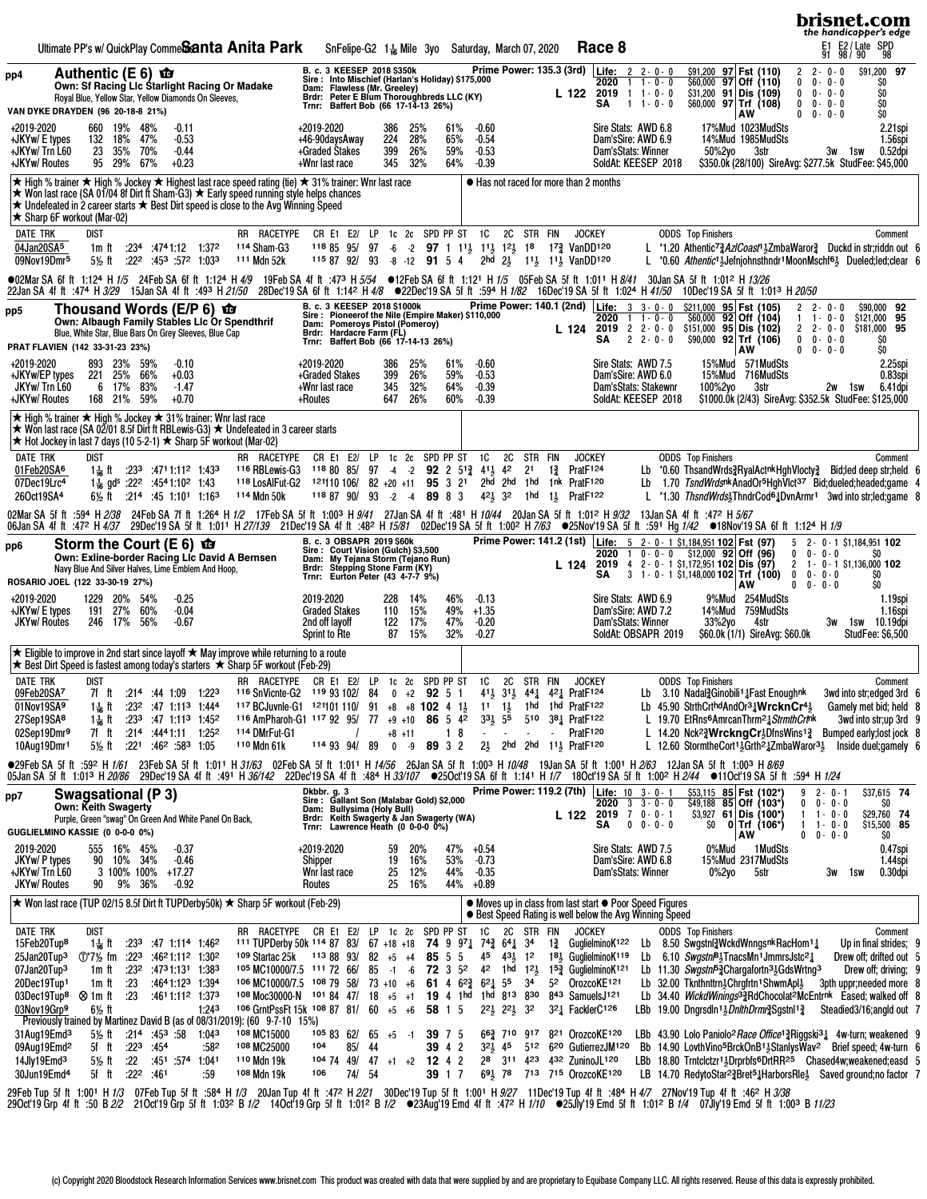Ultimate PP's w/ QuickPlay Comments **Santa Anita Park** SnFelipe-G2 1 1/16 Mile 3yo Saturday, March 07, 2020 **Race 8**

E1 E2/ Late SPD
91 98/ 90 98

## pp4 Authentic (E 6)

Own: Sf Racing Llc Starlight Racing Or Madake
Royal Blue, Yellow Star, Yellow Diamonds On Sleeves,
VAN DYKE DRAYDEN (96 20-18-8 21%)

B. c. 3 KEESEP 2018 $350k
Sire : Into Mischief (Harlan's Holiday) $175,000
Dam: Flawless (Mr. Greeley)
Brdr: Peter E Blum Thoroughbreds LLC (KY)
Trnr: Baffert Bob (66 17-14-13 26%)

Prime Power: 135.3 (3rd)
L 122

| Life: | 2 2-0-0 | $91,200 | 97 | Fst (110) | 2 2-0-0 | $91,200 | 97 |
|---|---|---|---|---|---|---|---|
| 2020 | 1 1-0-0 | $60,000 | 97 | Off (110) | 0 0-0-0 | $0 | |
| 2019 | 1 1-0-0 | $31,200 | 91 | Dis (109) | 0 0-0-0 | $0 | |
| SA | 1 1-0-0 | $60,000 | 97 | Trf (108) | 0 0-0-0 | $0 | |
| | | | | AW | 0 0-0-0 | $0 | |

| +2019-2020 | 660 | 19% | 48% | -0.11 |
|---|---|---|---|---|
| +JKYw/ E types | 132 | 18% | 47% | -0.53 |
| +JKYw/ Trn L60 | 23 | 35% | 70% | -0.44 |
| +JKYw/ Routes | 95 | 29% | 67% | +0.23 |

| +2019-2020 | 386 | 25% | 61% | -0.60 |
|---|---|---|---|---|
| +46-90daysAway | 224 | 28% | 65% | -0.54 |
| +Graded Stakes | 399 | 26% | 59% | -0.53 |
| +Wnr last race | 345 | 32% | 64% | -0.39 |

Sire Stats: AWD 6.8 17%Mud 1023MudSts 2.21spi
Dam'sSire: AWD 6.9 14%Mud 1985MudSts 1.56spi
Dam'sStats: Winner 50%2yo 3str 3w 1sw 0.52dpi
SoldAt: KEESEP 2018 $350.0k (28/100) SireAvg: $277.5k StudFee: $45,000

★ High % trainer ★ High % Jockey ★ Highest last race speed rating (tie) ★ 31% trainer: Wnr last race
★ Won last race (SA 01/04 8f Dirt ft Sham-G3) ★ Early speed running style helps chances
★ Undefeated in 2 career starts ★ Best Dirt speed is close to the Avg Winning Speed
★ Sharp 6F workout (Mar-02)

● Has not raced for more than 2 months

| DATE TRK | DIST | | | | | RR | RACETYPE | CR | E1 | E2/ | LP | 1c | 2c | SPD | PP | ST | 1C | 2C | STR | FIN | JOCKEY | | ODDS | Top Finishers | Comment |
|---|---|---|---|---|---|---|---|---|---|---|---|---|---|---|---|---|---|---|---|---|---|---|---|---|---|
| 04Jan20SA5 | 1m ft | :234 | :4741 | 1:12 | 1:372 | 114 | Sham-G3 | 118 | 85 | 95/ | 97 | -6 | -2 | 97 | 1 | 1 1/2 | 1 1/2 | 1 2 1/2 | 18 | 1 7 3/4 | VanDD120 | L | *1.20 | Athentic7 3/4 AzlCoast1 1/2 ZmbaWaror3/4 | Duckd in str;riddn out 6 |
| 09Nov19Dmr5 | 5 1/2 fft | :222 | :453 | :572 | 1:033 | 111 | Mdn 52k | 115 | 87 | 92/ | 93 | -8 | -12 | 91 | 5 | 4 | 2hd | 2 1/2 | 1 1/2 | 1 1/2 | VanDD120 | L | *0.60 | Authentic1 1/2 Jefnjohnsthndr1MoonMschf6 1/2 | Dueled;led;clear 6 |

●02Mar SA 6f ft 1:124 H 1/5 24Feb SA 6f ft 1:124 H 4/9 19Feb SA 4f ft :473 H 5/54 ●12Feb SA 6f ft 1:121 H 1/5 05Feb SA 5f ft 1:011 H 8/41 30Jan SA 5f ft 1:012 H 13/26
22Jan SA 4f ft :474 H 3/29 15Jan SA 4f ft :493 H 21/50 28Dec'19 SA 6f ft 1:142 H 4/8 ●22Dec'19 SA 5f ft :594 H 1/82 16Dec'19 SA 5f ft 1:024 H 41/50 10Dec'19 SA 5f ft 1:013 H 20/50

## pp5 Thousand Words (E/P 6)

Own: Albaugh Family Stables Llc Or Spendthrif
Blue, White Star, Blue Bars On Grey Sleeves, Blue Cap
PRAT FLAVIEN (142 33-31-23 23%)

B. c. 3 KEESEP 2018 $1000k
Sire : Pioneerof the Nile (Empire Maker) $110,000
Dam: Pomeroys Pistol (Pomeroy)
Brdr: Hardacre Farm (FL)
Trnr: Baffert Bob (66 17-14-13 26%)

Prime Power: 140.1 (2nd)
L 124

| Life: | 3 3-0-0 | $211,000 | 95 | Fst (105) | 2 2-0-0 | $90,000 | 92 |
|---|---|---|---|---|---|---|---|
| 2020 | 1 1-0-0 | $60,000 | 92 | Off (104) | 1 1-0-0 | $121,000 | 95 |
| 2019 | 2 2-0-0 | $151,000 | 95 | Dis (102) | 2 2-0-0 | $181,000 | 95 |
| SA | 2 2-0-0 | $90,000 | 92 | Trf (106) | 0 0-0-0 | $0 | |
| | | | | AW | 0 0-0-0 | $0 | |

| +2019-2020 | 893 | 23% | 59% | -0.10 |
|---|---|---|---|---|
| +JKYw/EP types | 221 | 25% | 66% | +0.03 |
| JKYw/ Trn L60 | 6 | 17% | 83% | -1.47 |
| +JKYw/ Routes | 168 | 21% | 59% | +0.70 |

| +2019-2020 | 386 | 25% | 61% | -0.60 |
|---|---|---|---|---|
| +Graded Stakes | 399 | 26% | 59% | -0.53 |
| +Wnr last race | 345 | 32% | 64% | -0.39 |
| +Routes | 647 | 26% | 60% | -0.39 |

Sire Stats: AWD 7.5 15%Mud 571MudSts 2.25spi
Dam'sSire: AWD 6.0 15%Mud 716MudSts 0.83spi
Dam'sStats: Stakewnr 100%2yo 3str 2w 1sw 6.41dpi
SoldAt: KEESEP 2018 $1000.0k (2/43) SireAvg: $352.5k StudFee: $125,000

★ High % trainer ★ High % Jockey ★ 31% trainer: Wnr last race
★ Won last race (SA 02/01 8.5f Dirt ft RBLewis-G3) ★ Undefeated in 3 career starts
★ Hot Jockey in last 7 days (10 5-2-1) ★ Sharp 5F workout (Mar-02)

| DATE TRK | DIST | | | | | RR | RACETYPE | CR | E1 | E2/ | LP | 1c | 2c | SPD | PP | ST | 1C | 2C | STR | FIN | JOCKEY | | ODDS | Top Finishers | Comment |
|---|---|---|---|---|---|---|---|---|---|---|---|---|---|---|---|---|---|---|---|---|---|---|---|---|---|
| 01Feb20SA6 | 1 1/16 ft | :233 | :4711 | 1:112 | 1:433 | 116 | RBLewis-G3 | 118 | 80 | 85/ | 97 | -4 | -2 | 92 | 2 | 5 1 3/4 | 4 1 1/2 | 42 | 21 | 1 3/4 | PratF124 | Lb | *0.60 | ThsandWrds3/4 RyalActnkHghVlocty3/4 | Bid;led deep str;held 6 |
| 07Dec19Lrc4 | 1 1/16 gds | :222 | :4541 | 1:102 | 1:43 | 118 | LosAlFut-G2 | 121 | 110 | 106/ | 82 | +20 | +11 | 95 | 3 | 21 | 2hd | 2hd | 1hd | 1nk | PratF120 | Lb | 1.70 | TsndWrdsnkAnadOr5HghVlct37 | Bid;dueled;headed;game 4 |
| 26Oct19SA4 | 6 1/2 fft | :214 | :45 | 1:101 | 1:163 | 114 | Mdn 50k | 118 | 87 | 90/ | 93 | -2 | -4 | 89 | 8 | 3 | 4 2 1/2 | 32 | 1hd | 1 1/2 | PratF122 | L | *1.30 | ThsndWrds1/2 ThndrCod6 1/4 DvnArmr1 | 3wd into str;led;game 8 |

02Mar SA 5f ft :594 H 2/38 24Feb SA 7f ft 1:264 H 1/2 17Feb SA 5f ft 1:003 H 9/41 27Jan SA 4f ft :481 H 10/44 20Jan SA 5f ft 1:012 H 9/32 13Jan SA 4f ft :472 H 5/67
06Jan SA 4f ft :472 H 4/37 29Dec'19 SA 5f ft 1:011 H 27/139 21Dec'19 SA 4f ft :482 H 15/81 02Dec'19 SA 5f ft 1:002 H 7/63 ●25Nov'19 SA 5f ft :591 Hg 1/42 ●18Nov'19 SA 6f ft 1:124 H 1/9

## pp6 Storm the Court (E 6)

Own: Exline-border Racing Llc David A Bernsen
Navy Blue And Silver Halves, Lime Emblem And Hoop,
ROSARIO JOEL (122 33-30-19 27%)

B. c. 3 OBSAPR 2019 $60k
Sire : Court Vision (Gulch) $3,500
Dam: My Tejana Storm (Tejano Run)
Brdr: Stepping Stone Farm (KY)
Trnr: Eurton Peter (43 4-7-7 9%)

Prime Power: 141.2 (1st)
L 124

| Life: | 5 2-0-1 | $1,184,951 | 102 | Fst (97) | 5 2-0-1 | $1,184,951 | 102 |
|---|---|---|---|---|---|---|---|
| 2020 | 1 0-0-0 | $12,000 | 92 | Off (96) | 0 0-0-0 | $0 | |
| 2019 | 4 2-0-1 | $1,172,951 | 102 | Dis (97) | 2 1-0-1 | $1,136,000 | 102 |
| SA | 3 1-0-1 | $1,148,000 | 102 | Trf (100) | 0 0-0-0 | $0 | |
| | | | | AW | 0 0-0-0 | $0 | |

| +2019-2020 | 1229 | 20% | 54% | -0.25 |
|---|---|---|---|---|
| +JKYw/ E types | 191 | 27% | 60% | -0.04 |
| JKYw/ Routes | 246 | 17% | 56% | -0.67 |

| 2019-2020 | 228 | 14% | 46% | -0.13 |
|---|---|---|---|---|
| Graded Stakes | 110 | 15% | 49% | +1.35 |
| 2nd off layoff | 122 | 17% | 47% | -0.20 |
| Sprint to Rte | 87 | 15% | 32% | -0.27 |

Sire Stats: AWD 6.9 9%Mud 254MudSts 1.19spi
Dam'sSire: AWD 7.2 14%Mud 759MudSts 1.16spi
Dam'sStats: Winner 33%2yo 4str 3w 1sw 10.19dpi
SoldAt: OBSAPR 2019 $60.0k (1/1) SireAvg: $60.0k StudFee: $6,500

★ Eligible to improve in 2nd start since layoff ★ May improve while returning to a route
★ Best Dirt Speed is fastest among today's starters ★ Sharp 5F workout (Feb-29)

| DATE TRK | DIST | | | | | RR | RACETYPE | CR | E1 | E2/ | LP | 1c | 2c | SPD | PP | ST | 1C | 2C | STR | FIN | JOCKEY | | ODDS | Top Finishers | Comment |
|---|---|---|---|---|---|---|---|---|---|---|---|---|---|---|---|---|---|---|---|---|---|---|---|---|---|
| 09Feb20SA7 | 7f ft | :214 | :44 | 1:09 | 1:223 | 116 | SnVicnte-G2 | 119 | 93 | 102/ | 84 | 0 | +2 | 92 | 5 | 1 | 4 1 1/2 | 3 1 1/2 | 4 4 1/4 | 4 2 1/4 | PratF124 | Lb | 3.10 | Nadal3/4 Ginobili1 1/4 Fast Enoughnk | 3wd into str;edged 3rd 6 |
| 01Nov19SA9 | 1 1/16 ft | :232 | :47 | 1:113 | 1:444 | 117 | BCJuvnle-G1 | 121 | 101 | 110/ | 91 | +8 | +8 | 102 | 4 | 1 1/2 | 11 | 1 1/2 | 1hd | 1hd | PratF122 | Lb | 45.90 | StrthCrthdAndOr3/4 WrcknCr4 1/2 | Gamely met bid; held 8 |
| 27Sep19SA8 | 1 1/16 ft | :233 | :47 | 1:113 | 1:452 | 116 | AmPharoh-G1 | 117 | 92 | 95/ | 77 | +9 | +10 | 86 | 5 | 42 | 3 3 1/2 | 55 | 510 | 3 8 1/4 | PratF122 | L | 19.70 | EtRns6AmrcanThrm2 1/4 StrmthCrtnk | 3wd into str;up 3rd 9 |
| 02Sep19Dmr9 | 7f ft | :214 | :4441 | :11 | 1:252 | 114 | DMrFut-G1 | | | / | | +8 | +11 | | 1 | 8 | - | - | - | - | PratF120 | L | 14.20 | Nck2 3/4 WrckngCr1/2 DvnsWins1 3/4 | Bumped early;lost jock 8 |
| 10Aug19Dmr1 | 5 1/2 fft | :221 | :462 | :583 | 1:05 | 110 | Mdn 61k | 114 | 93 | 94/ | 89 | 0 | -9 | 89 | 3 | 2 | 2 1/2 | 2hd | 2hd | 1 1/2 | PratF120 | L | 12.60 | StormtheCort1 1/2 Grth2 1/4 ZmbaWaror3 1/2 | Inside duel;gamely 6 |

●29Feb SA 5f ft :592 H 1/61 23Feb SA 5f ft 1:011 H 31/63 02Feb SA 5f ft 1:011 H 14/56 26Jan SA 5f ft 1:003 H 10/48 19Jan SA 5f ft 1:001 H 2/63 12Jan SA 5f ft 1:003 H 8/69
05Jan SA 5f ft 1:013 H 20/86 29Dec'19 SA 4f ft :491 H 36/142 22Dec'19 SA 4f ft :484 H 33/107 ●25Oct'19 SA 6f ft 1:141 H 1/7 18Oct'19 SA 5f ft 1:002 H 2/44 ●11Oct'19 SA 5f ft :594 H 1/24

## pp7 Swagsational (P 3)

Own: Keith Swagerty
Purple, Green "swag" On Green And White Panel On Back,
GUGLIELMINO KASSIE (0 0-0-0 0%)

Dkbbr. g. 3
Sire : Gallant Son (Malabar Gold) $2,000
Dam: Bullysima (Holy Bull)
Brdr: Keith Swagerty & Jan Swagerty (WA)
Trnr: Lawrence Heath (0 0-0-0 0%)

Prime Power: 119.2 (7th)
L 122

| Life: | 10 3-0-1 | $53,155 | 85 | Fst (102*) | 9 2-0-1 | $37,615 | 74 |
|---|---|---|---|---|---|---|---|
| 2020 | 3 3-0-0 | $49,188 | 85 | Off (103*) | 0 0-0-0 | $0 | |
| 2019 | 7 0-0-1 | $3,927 | 61 | Dis (100*) | 1 1-0-0 | $29,760 | 74 |
| SA | 0 0-0-0 | $0 | 0 | Trf (106*) | 1 1-0-0 | $15,500 | 85 |
| | | | | AW | 0 0-0-0 | $0 | |

| 2019-2020 | 555 | 16% | 45% | -0.37 |
|---|---|---|---|---|
| JKYw/ P types | 90 | 10% | 34% | -0.46 |
| +JKYw/ Trn L60 | 3 | 100% | 100% | +17.27 |
| JKYw/ Routes | 90 | 9% | 36% | -0.92 |

| +2019-2020 | 59 | 20% | 47% | +0.54 |
|---|---|---|---|---|
| Shipper | 19 | 16% | 53% | -0.73 |
| Wnr last race | 25 | 12% | 44% | -0.35 |
| Routes | 25 | 16% | 44% | +0.89 |

Sire Stats: AWD 7.5 0%Mud 1MudSts 0.47spi
Dam'sSire: AWD 6.8 15%Mud 2317MudSts 1.44spi
Dam'sStats: Winner 0%2yo 5str 3w 1sw 0.30dpi

★ Won last race (TUP 02/15 8.5f Dirt ft TUPDerby50k) ★ Sharp 5F workout (Feb-29)

● Moves up in class from last start ● Poor Speed Figures
● Best Speed Rating is well below the Avg Winning Speed

| DATE TRK | DIST | | | | | RR | RACETYPE | CR | E1 | E2/ | LP | 1c | 2c | SPD | PP | ST | 1C | 2C | STR | FIN | JOCKEY | | ODDS | Top Finishers | Comment |
|---|---|---|---|---|---|---|---|---|---|---|---|---|---|---|---|---|---|---|---|---|---|---|---|---|---|
| 15Feb20Tup8 | 1 1/16 ft | :233 | :47 | 1:114 | 1:462 | 111 | TUPDerby 50k | 114 | 87 | 83/ | 67 | +18 | +18 | 74 | 9 | 9 7 1/4 | 7 4 3/4 | 6 4 1/4 | 36 | 1 3/4 | GuglielminoK122 | Lb | 8.50 | Swgstnl3/4 WckdWnngsnkRacHom1 1/4 | Up in final strides; 9 |
| 25Jan20Tup3 | (T)7 1/2 fm | :223 | :462 | 1:112 | 1:302 | 109 | Startac 25k | 113 | 88 | 93/ | 82 | +5 | +5 | 85 | 5 | 5 | 45 | 4 3 1/2 | 12 | 1 8 1/2 | GuglielminoK119 | Lb | 6.10 | Swgstn8 1/2 TnacsMn1JmmrsJstc2 1/4 | Drew off; drifted out 5 |
| 07Jan20Tup3 | 1m ft | :232 | :4731 | :131 | 1:383 | 105 | MC10000/7.5 | 111 | 72 | 66/ | 85 | -1 | -6 | 72 | 3 | 52 | 42 | 1hd | 1 2 1/2 | 1 5 3/4 | GuglielminoK121 | Lb | 11.30 | Swgstn5 3/4 Chargafortn3 1/4 GdsWrtng3 | Drew off; driving; 9 |
| 20Dec19Tup1 | 1m ft | :23 | :464 | 1:123 | 1:394 | 106 | MC10000/7.5 | 108 | 79 | 58/ | 73 | +10 | +6 | 61 | 4 | 6 2 3/4 | 6 2 1/2 | 55 | 34 | 52 | OrozcoKE121 | Lb | 32.00 | Tknthnttrn1/2 Chrgfrtn1ShwmApl1/2 | 3pth uppr;needed more 8 |
| 03Dec19Tup8 | ⊗ 1m ft | :23 | :461 | 1:112 | 1:373 | 108 | Moc30000-N | 101 | 84 | 47/ | 18 | +5 | +1 | 19 | 4 | 1hd | 1hd | 813 | 830 | 843 | SamuelsJ121 | Lb | 34.40 | WickdWinings3 3/4 RdChocolat2McEntrnk | Eased; walked off 8 |
| 03Nov19Grp9 | 6 1/2 ft | | | | 1:243 | 106 | GrntPssFt 15k | 108 | 87 | 81/ | 60 | +5 | +6 | 58 | 1 | 5 | 2 2 1/2 | 2 2 1/2 | 32 | 3 2 1/4 | FacklerC126 | LBb | 19.00 | Dngrsdln1/2 DnlthDrmr3/4 Sgstnl1 3/4 | Steadied3/16;angld out 7 |

Previously trained by Martinez David B (as of 08/31/2019): (60 9-7-10 15%)

| DATE TRK | DIST | | | | | RR | RACETYPE | CR | E1 | E2/ | LP | 1c | 2c | SPD | PP | ST | 1C | 2C | STR | FIN | JOCKEY | | ODDS | Top Finishers | Comment |
|---|---|---|---|---|---|---|---|---|---|---|---|---|---|---|---|---|---|---|---|---|---|---|---|---|---|
| 31Aug19Emd3 | 5 1/2 ft | :214 | :453 | :58 | 1:043 | 108 | MC15000 | 105 | 83 | 62/ | 65 | +5 | -1 | 39 | 7 | 5 | 6 6 3/4 | 710 | 917 | 821 | OrozcoKE120 | LBb | 43.90 | Lolo Paniolo2Race Office1 3/4 Riggski3 1/4 | 4w-turn; weakened 9 |
| 09Aug19Emd2 | 5f ft | :223 | :454 | | :582 | 108 | MC25000 | 104 | | 85/ | 44 | | | 39 | 4 | 2 | 3 2 1/2 | 45 | 512 | 620 | GutierrezJM120 | Bb | 14.90 | LovthVino5BrckOnB1 1/2 StanlysWav2 | Brief speed; 4w-turn 6 |
| 14Jly19Emd3 | 5 1/2 ft | :22 | :451 | :574 | 1:041 | 110 | Mdn 19k | 104 | 74 | 49/ | 47 | +1 | +2 | 12 | 4 | 2 | 28 | 311 | 423 | 432 | ZuninoJL120 | LBb | 18.80 | Trntclctzr1 1/2 Drprbfs6DrtRR25 | Chased4w;weakened;easd 5 |
| 30Jun19Emd4 | 5f ft | :222 | :461 | | :59 | 108 | Mdn 19k | 106 | | 74/ | 54 | | | 39 | 1 | 7 | 6 9 1/2 | 78 | 713 | 715 | OrozcoKE120 | LB | 14.70 | RedytoStar2 3/4 Bret5 1/4 HarborsRle1/2 | Saved ground;no factor 7 |

29Feb Tup 5f ft 1:001 H 1/3 07Feb Tup 5f ft :584 H 1/3 20Jan Tup 4f ft :472 H 2/21 30Dec'19 Tup 5f ft 1:001 H 9/27 11Dec'19 Tup 4f ft :484 H 4/7 27Nov'19 Tup 4f ft :462 H 3/38
29Oct'19 Grp 4f ft :50 B 2/2 21Oct'19 Grp 5f ft 1:032 B 1/2 14Oct'19 Grp 5f ft 1:012 B 1/2 ●23Aug'19 Emd 4f ft :472 H 1/10 ●25Jly'19 Emd 5f ft 1:012 B 1/4 07Jly'19 Emd 5f ft 1:003 B 11/23

(c) Copyright 2020 Bloodstock Research Information Services www.brisnet.com This product was created with data that were supplied by and are proprietary to Equibase Company LLC. All rights reserved. Reuse of this data is expressly prohibited.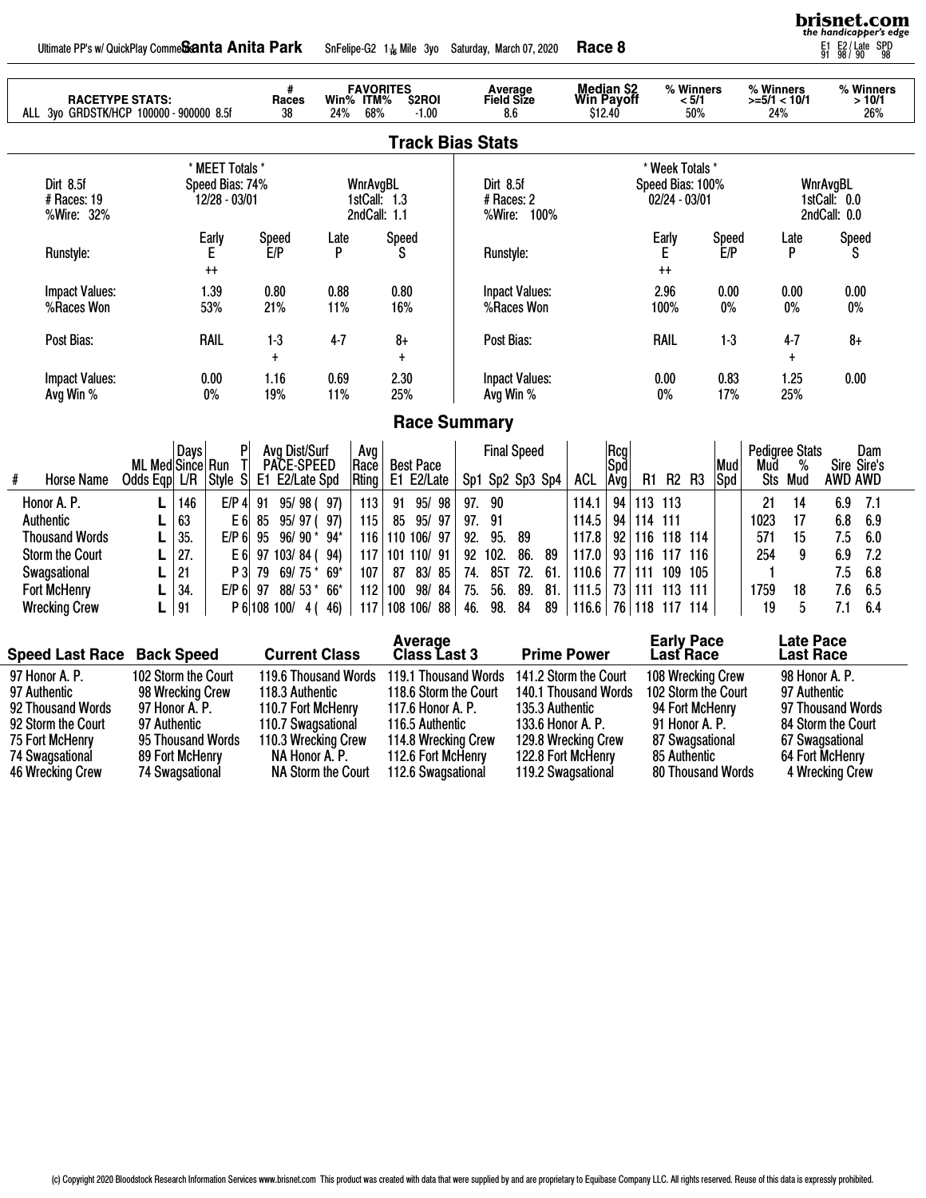Ultimate PP's w/ QuickPlay Comments **Santa Anita Park** SnFelipe-G2 $1\frac{1}{16}$ Mile 3yo Saturday, March 07, 2020 **Race 8**

E1 91 E2/Late 98/90 SPD 98

| RACETYPE STATS: | # Races | FAVORITES Win% | ITM% | $2ROI | Average Field Size | Median $2 Win Payoff | % Winners < 5/1 | % Winners >=5/1 < 10/1 | % Winners > 10/1 |
|---|---|---|---|---|---|---|---|---|---|
| ALL 3yo GRDSTK/HCP 100000 - 900000 8.5f | 38 | 24% | 68% | -1.00 | 8.6 | $12.40 | 50% | 24% | 26% |

## Track Bias Stats

**\* MEET Totals \***

Dirt 8.5f — # Races: 19 — %Wire: 32% — Speed Bias: 74% — 12/28 - 03/01 — WnrAvgBL 1stCall: 1.3 2ndCall: 1.1

| Runstyle: | Early E | Speed E/P | Late P | Speed S |
|---|---|---|---|---|
| | ++ | | | |
| Impact Values: | 1.39 | 0.80 | 0.88 | 0.80 |
| %Races Won | 53% | 21% | 11% | 16% |

| Post Bias: | RAIL | 1-3 | 4-7 | 8+ |
|---|---|---|---|---|
| | | + | | + |
| Impact Values: | 0.00 | 1.16 | 0.69 | 2.30 |
| Avg Win % | 0% | 19% | 11% | 25% |

**\* Week Totals \***

Dirt 8.5f — # Races: 2 — %Wire: 100% — Speed Bias: 100% — 02/24 - 03/01 — WnrAvgBL 1stCall: 0.0 2ndCall: 0.0

| Runstyle: | Early E | Speed E/P | Late P | Speed S |
|---|---|---|---|---|
| | ++ | | | |
| Impact Values: | 2.96 | 0.00 | 0.00 | 0.00 |
| %Races Won | 100% | 0% | 0% | 0% |

| Post Bias: | RAIL | 1-3 | 4-7 | 8+ |
|---|---|---|---|---|
| | | | + | |
| Impact Values: | 0.00 | 0.83 | 1.25 | 0.00 |
| Avg Win % | 0% | 17% | 25% | 0% |

## Race Summary

| # | Horse Name | ML Odds | Med Eqp | Days Since L/R | Run Style | PTS | Avg Dist/Surf PACE-SPEED E1 | E2/Late | Spd | Avg Race Rting | Best Pace E1 | E2/Late | Final Speed Sp1 | Sp2 | Sp3 | Sp4 | ACL | Rcg Spd Avg | R1 | R2 | R3 | Mud Spd | Pedigree Stats Mud Sts | % Mud | Sire AWD | Dam Sire's AWD |
|---|---|---|---|---|---|---|---|---|---|---|---|---|---|---|---|---|---|---|---|---|---|---|---|---|---|---|
| | Honor A. P. | | L | 146 | E/P | 4 | 91 | 95/ 98 | (97) | 113 | 91 | 95/ 98 | 97. | 90 | | | 114.1 | 94 | 113 | 113 | | | 21 | 14 | 6.9 | 7.1 |
| | Authentic | | L | 63 | E | 6 | 85 | 95/ 97 | (97) | 115 | 85 | 95/ 97 | 97. | 91 | | | 114.5 | 94 | 114 | 111 | | | 1023 | 17 | 6.8 | 6.9 |
| | Thousand Words | | L | 35. | E/P | 6 | 95 | 96/ 90 * | 94* | 116 | 110 | 106/ 97 | 92. | 95. | 89 | | 117.8 | 92 | 116 | 118 | 114 | | 571 | 15 | 7.5 | 6.0 |
| | Storm the Court | | L | 27. | E | 6 | 97 | 103/ 84 | (94) | 117 | 101 | 110/ 91 | 92 | 102. | 86. | 89 | 117.0 | 93 | 116 | 117 | 116 | | 254 | 9 | 6.9 | 7.2 |
| | Swagsational | | L | 21 | P | 3 | 79 | 69/ 75 * | 69* | 107 | 87 | 83/ 85 | 74. | 85T | 72. | 61. | 110.6 | 77 | 111 | 109 | 105 | | 1 | | 7.5 | 6.8 |
| | Fort McHenry | | L | 34. | E/P | 6 | 97 | 88/ 53 * | 66* | 112 | 100 | 98/ 84 | 75. | 56. | 89. | 81. | 111.5 | 73 | 111 | 113 | 111 | | 1759 | 18 | 7.6 | 6.5 |
| | Wrecking Crew | | L | 91 | P | 6 | 108 | 100/ 4 | (46) | 117 | 108 | 106/ 88 | 46. | 98. | 84 | 89 | 116.6 | 76 | 118 | 117 | 114 | | 19 | 5 | 7.1 | 6.4 |

| Speed Last Race | Back Speed | Current Class | Average Class Last 3 | Prime Power | Early Pace Last Race | Late Pace Last Race |
|---|---|---|---|---|---|---|
| 97 Honor A. P. | 102 Storm the Court | 119.6 Thousand Words | 119.1 Thousand Words | 141.2 Storm the Court | 108 Wrecking Crew | 98 Honor A. P. |
| 97 Authentic | 98 Wrecking Crew | 118.3 Authentic | 118.6 Storm the Court | 140.1 Thousand Words | 102 Storm the Court | 97 Authentic |
| 92 Thousand Words | 97 Honor A. P. | 110.7 Fort McHenry | 117.6 Honor A. P. | 135.3 Authentic | 94 Fort McHenry | 97 Thousand Words |
| 92 Storm the Court | 97 Authentic | 110.7 Swagsational | 116.5 Authentic | 133.6 Honor A. P. | 91 Honor A. P. | 84 Storm the Court |
| 75 Fort McHenry | 95 Thousand Words | 110.3 Wrecking Crew | 114.8 Wrecking Crew | 129.8 Wrecking Crew | 87 Swagsational | 67 Swagsational |
| 74 Swagsational | 89 Fort McHenry | NA Honor A. P. | 112.6 Fort McHenry | 122.8 Fort McHenry | 85 Authentic | 64 Fort McHenry |
| 46 Wrecking Crew | 74 Swagsational | NA Storm the Court | 112.6 Swagsational | 119.2 Swagsational | 80 Thousand Words | 4 Wrecking Crew |

(c) Copyright 2020 Bloodstock Research Information Services www.brisnet.com This product was created with data that were supplied by and are proprietary to Equibase Company LLC. All rights reserved. Reuse of this data is expressly prohibited.